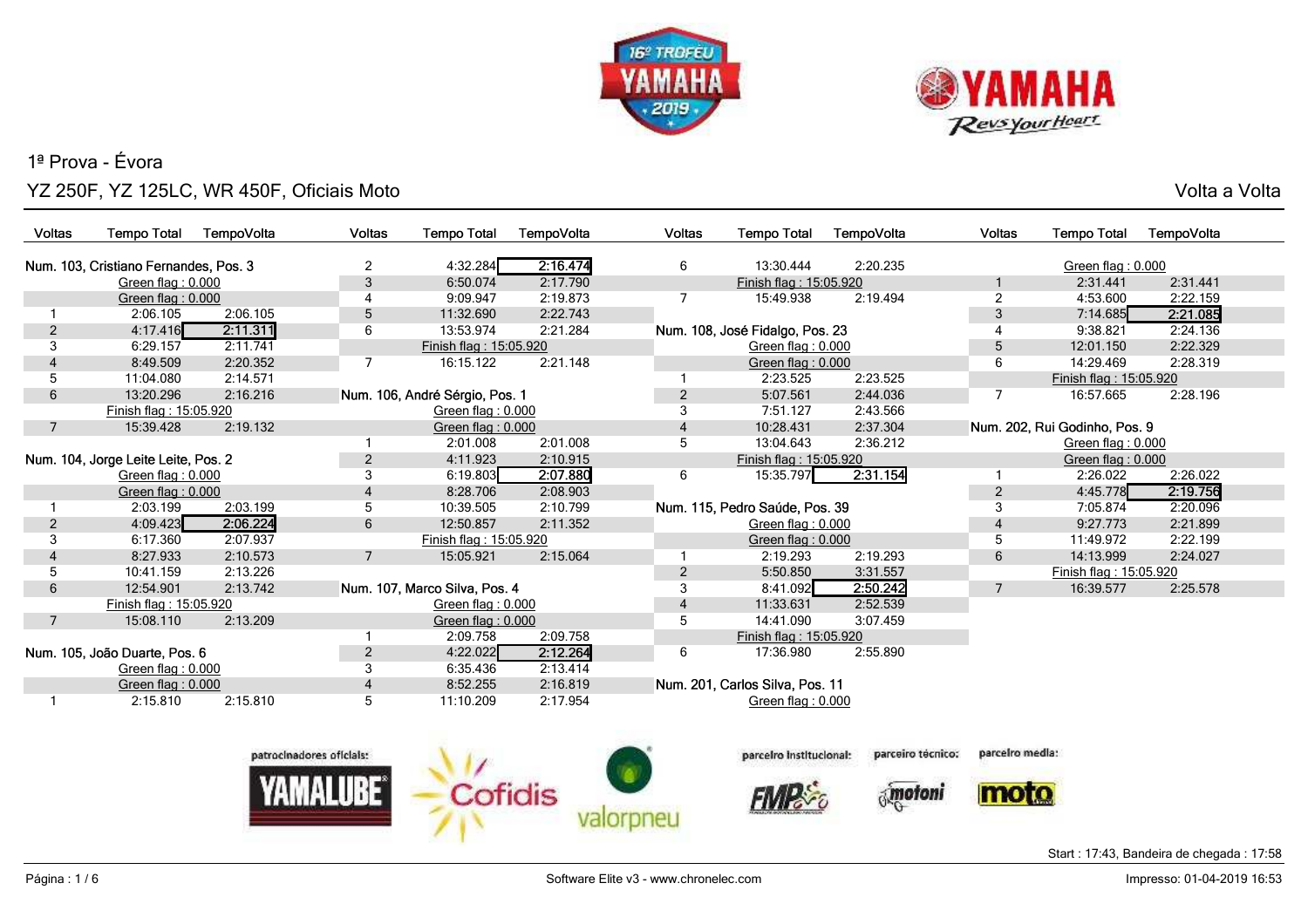16º Troféu Yamaha 2019

# 1ª Prova - Évora

## YZ 250F, YZ 125LC, WR 450F, Oficiais Moto

Volta a Volta

### Num. 103, Cristiano Fernandes, Pos. 3

| Voltas | Tempo Total | TempoVolta |
|---|---|---|
| | Green flag : 0.000 | |
| | Green flag : 0.000 | |
| 1 | 2:06.105 | 2:06.105 |
| 2 | 4:17.416 | **2:11.311** |
| 3 | 6:29.157 | 2:11.741 |
| 4 | 8:49.509 | 2:20.352 |
| 5 | 11:04.080 | 2:14.571 |
| 6 | 13:20.296 | 2:16.216 |
| | Finish flag : 15:05.920 | |
| 7 | 15:39.428 | 2:19.132 |

### Num. 104, Jorge Leite Leite, Pos. 2

| Voltas | Tempo Total | TempoVolta |
|---|---|---|
| | Green flag : 0.000 | |
| | Green flag : 0.000 | |
| 1 | 2:03.199 | 2:03.199 |
| 2 | 4:09.423 | **2:06.224** |
| 3 | 6:17.360 | 2:07.937 |
| 4 | 8:27.933 | 2:10.573 |
| 5 | 10:41.159 | 2:13.226 |
| 6 | 12:54.901 | 2:13.742 |
| | Finish flag : 15:05.920 | |
| 7 | 15:08.110 | 2:13.209 |

### Num. 105, João Duarte, Pos. 6

| Voltas | Tempo Total | TempoVolta |
|---|---|---|
| | Green flag : 0.000 | |
| | Green flag : 0.000 | |
| 1 | 2:15.810 | 2:15.810 |
| 2 | 4:32.284 | **2:16.474** |
| 3 | 6:50.074 | 2:17.790 |
| 4 | 9:09.947 | 2:19.873 |
| 5 | 11:32.690 | 2:22.743 |
| 6 | 13:53.974 | 2:21.284 |
| | Finish flag : 15:05.920 | |
| 7 | 16:15.122 | 2:21.148 |

### Num. 106, André Sérgio, Pos. 1

| Voltas | Tempo Total | TempoVolta |
|---|---|---|
| | Green flag : 0.000 | |
| | Green flag : 0.000 | |
| 1 | 2:01.008 | 2:01.008 |
| 2 | 4:11.923 | 2:10.915 |
| 3 | 6:19.803 | **2:07.880** |
| 4 | 8:28.706 | 2:08.903 |
| 5 | 10:39.505 | 2:10.799 |
| 6 | 12:50.857 | 2:11.352 |
| | Finish flag : 15:05.920 | |
| 7 | 15:05.921 | 2:15.064 |

### Num. 107, Marco Silva, Pos. 4

| Voltas | Tempo Total | TempoVolta |
|---|---|---|
| | Green flag : 0.000 | |
| | Green flag : 0.000 | |
| 1 | 2:09.758 | 2:09.758 |
| 2 | 4:22.022 | **2:12.264** |
| 3 | 6:35.436 | 2:13.414 |
| 4 | 8:52.255 | 2:16.819 |
| 5 | 11:10.209 | 2:17.954 |
| 6 | 13:30.444 | 2:20.235 |
| | Finish flag : 15:05.920 | |
| 7 | 15:49.938 | 2:19.494 |

### Num. 108, José Fidalgo, Pos. 23

| Voltas | Tempo Total | TempoVolta |
|---|---|---|
| | Green flag : 0.000 | |
| | Green flag : 0.000 | |
| 1 | 2:23.525 | 2:23.525 |
| 2 | 5:07.561 | 2:44.036 |
| 3 | 7:51.127 | 2:43.566 |
| 4 | 10:28.431 | 2:37.304 |
| 5 | 13:04.643 | 2:36.212 |
| | Finish flag : 15:05.920 | |
| 6 | 15:35.797 | **2:31.154** |

### Num. 115, Pedro Saúde, Pos. 39

| Voltas | Tempo Total | TempoVolta |
|---|---|---|
| | Green flag : 0.000 | |
| | Green flag : 0.000 | |
| 1 | 2:19.293 | 2:19.293 |
| 2 | 5:50.850 | 3:31.557 |
| 3 | 8:41.092 | **2:50.242** |
| 4 | 11:33.631 | 2:52.539 |
| 5 | 14:41.090 | 3:07.459 |
| | Finish flag : 15:05.920 | |
| 6 | 17:36.980 | 2:55.890 |

### Num. 201, Carlos Silva, Pos. 11

| Voltas | Tempo Total | TempoVolta |
|---|---|---|
| | Green flag : 0.000 | |
| | Green flag : 0.000 | |
| 1 | 2:31.441 | 2:31.441 |
| 2 | 4:53.600 | 2:22.159 |
| 3 | 7:14.685 | **2:21.085** |
| 4 | 9:38.821 | 2:24.136 |
| 5 | 12:01.150 | 2:22.329 |
| 6 | 14:29.469 | 2:28.319 |
| | Finish flag : 15:05.920 | |
| 7 | 16:57.665 | 2:28.196 |

### Num. 202, Rui Godinho, Pos. 9

| Voltas | Tempo Total | TempoVolta |
|---|---|---|
| | Green flag : 0.000 | |
| | Green flag : 0.000 | |
| 1 | 2:26.022 | 2:26.022 |
| 2 | 4:45.778 | **2:19.756** |
| 3 | 7:05.874 | 2:20.096 |
| 4 | 9:27.773 | 2:21.899 |
| 5 | 11:49.972 | 2:22.199 |
| 6 | 14:13.999 | 2:24.027 |
| | Finish flag : 15:05.920 | |
| 7 | 16:39.577 | 2:25.578 |

patrocinadores oficiais: Yamalube, Cofidis, valorpneu — parceiro institucional: FMP — parceiro técnico: motoni — parceiro media: moto

Start : 17:43, Bandeira de chegada : 17:58

Software Elite v3 - www.chronelec.com

Impresso: 01-04-2019 16:53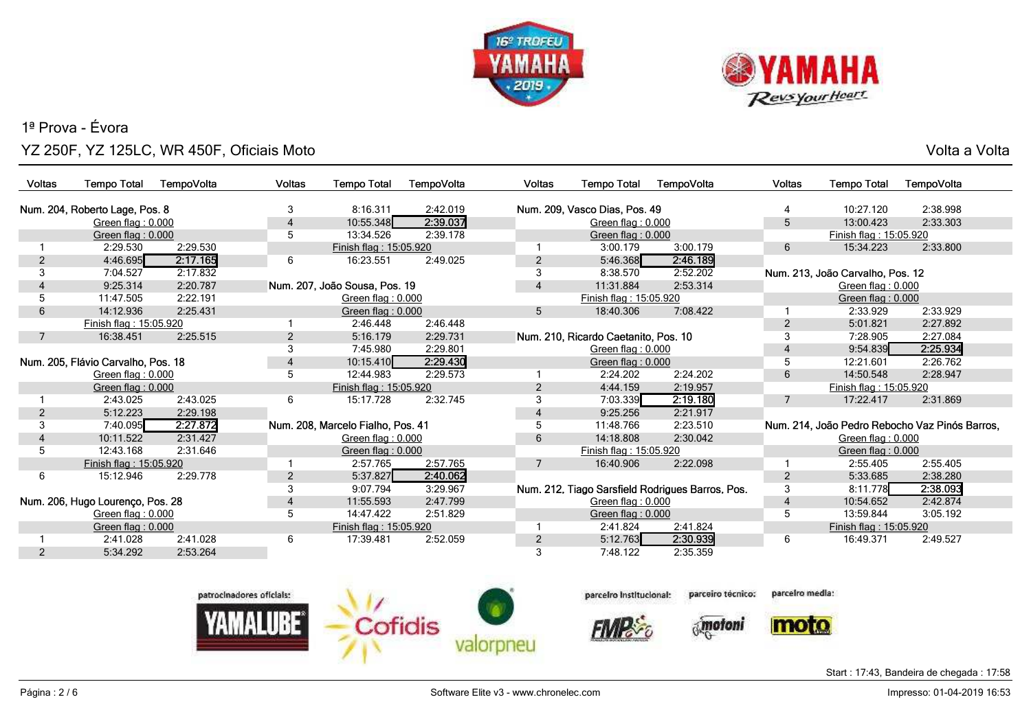1ª Prova - Évora

YZ 250F, YZ 125LC, WR 450F, Oficiais Moto

Volta a Volta

### Num. 204, Roberto Lage, Pos. 8

| Voltas | Tempo Total | TempoVolta |
|---|---|---|
| | Green flag : 0.000 | |
| | Green flag : 0.000 | |
| 1 | 2:29.530 | 2:29.530 |
| 2 | 4:46.695 | **2:17.165** |
| 3 | 7:04.527 | 2:17.832 |
| 4 | 9:25.314 | 2:20.787 |
| 5 | 11:47.505 | 2:22.191 |
| 6 | 14:12.936 | 2:25.431 |
| | Finish flag : 15:05.920 | |
| 7 | 16:38.451 | 2:25.515 |

### Num. 205, Flávio Carvalho, Pos. 18

| Voltas | Tempo Total | TempoVolta |
|---|---|---|
| | Green flag : 0.000 | |
| | Green flag : 0.000 | |
| 1 | 2:43.025 | 2:43.025 |
| 2 | 5:12.223 | 2:29.198 |
| 3 | 7:40.095 | **2:27.872** |
| 4 | 10:11.522 | 2:31.427 |
| 5 | 12:43.168 | 2:31.646 |
| | Finish flag : 15:05.920 | |
| 6 | 15:12.946 | 2:29.778 |

### Num. 206, Hugo Lourenço, Pos. 28

| Voltas | Tempo Total | TempoVolta |
|---|---|---|
| | Green flag : 0.000 | |
| | Green flag : 0.000 | |
| 1 | 2:41.028 | 2:41.028 |
| 2 | 5:34.292 | 2:53.264 |
| 3 | 8:16.311 | 2:42.019 |
| 4 | 10:55.348 | **2:39.037** |
| 5 | 13:34.526 | 2:39.178 |
| | Finish flag : 15:05.920 | |
| 6 | 16:23.551 | 2:49.025 |

### Num. 207, João Sousa, Pos. 19

| Voltas | Tempo Total | TempoVolta |
|---|---|---|
| | Green flag : 0.000 | |
| | Green flag : 0.000 | |
| 1 | 2:46.448 | 2:46.448 |
| 2 | 5:16.179 | 2:29.731 |
| 3 | 7:45.980 | 2:29.801 |
| 4 | 10:15.410 | **2:29.430** |
| 5 | 12:44.983 | 2:29.573 |
| | Finish flag : 15:05.920 | |
| 6 | 15:17.728 | 2:32.745 |

### Num. 208, Marcelo Fialho, Pos. 41

| Voltas | Tempo Total | TempoVolta |
|---|---|---|
| | Green flag : 0.000 | |
| | Green flag : 0.000 | |
| 1 | 2:57.765 | 2:57.765 |
| 2 | 5:37.827 | **2:40.062** |
| 3 | 9:07.794 | 3:29.967 |
| 4 | 11:55.593 | 2:47.799 |
| 5 | 14:47.422 | 2:51.829 |
| | Finish flag : 15:05.920 | |
| 6 | 17:39.481 | 2:52.059 |

### Num. 209, Vasco Dias, Pos. 49

| Voltas | Tempo Total | TempoVolta |
|---|---|---|
| | Green flag : 0.000 | |
| | Green flag : 0.000 | |
| 1 | 3:00.179 | 3:00.179 |
| 2 | 5:46.368 | **2:46.189** |
| 3 | 8:38.570 | 2:52.202 |
| 4 | 11:31.884 | 2:53.314 |
| | Finish flag : 15:05.920 | |
| 5 | 18:40.306 | 7:08.422 |

### Num. 210, Ricardo Caetanito, Pos. 10

| Voltas | Tempo Total | TempoVolta |
|---|---|---|
| | Green flag : 0.000 | |
| | Green flag : 0.000 | |
| 1 | 2:24.202 | 2:24.202 |
| 2 | 4:44.159 | 2:19.957 |
| 3 | 7:03.339 | **2:19.180** |
| 4 | 9:25.256 | 2:21.917 |
| 5 | 11:48.766 | 2:23.510 |
| 6 | 14:18.808 | 2:30.042 |
| | Finish flag : 15:05.920 | |
| 7 | 16:40.906 | 2:22.098 |

### Num. 212, Tiago Sarsfield Rodrigues Barros, Pos.

| Voltas | Tempo Total | TempoVolta |
|---|---|---|
| | Green flag : 0.000 | |
| | Green flag : 0.000 | |
| 1 | 2:41.824 | 2:41.824 |
| 2 | 5:12.763 | **2:30.939** |
| 3 | 7:48.122 | 2:35.359 |
| 4 | 10:27.120 | 2:38.998 |
| 5 | 13:00.423 | 2:33.303 |
| | Finish flag : 15:05.920 | |
| 6 | 15:34.223 | 2:33.800 |

### Num. 213, João Carvalho, Pos. 12

| Voltas | Tempo Total | TempoVolta |
|---|---|---|
| | Green flag : 0.000 | |
| | Green flag : 0.000 | |
| 1 | 2:33.929 | 2:33.929 |
| 2 | 5:01.821 | 2:27.892 |
| 3 | 7:28.905 | 2:27.084 |
| 4 | 9:54.839 | **2:25.934** |
| 5 | 12:21.601 | 2:26.762 |
| 6 | 14:50.548 | 2:28.947 |
| | Finish flag : 15:05.920 | |
| 7 | 17:22.417 | 2:31.869 |

### Num. 214, João Pedro Rebocho Vaz Pinós Barros,

| Voltas | Tempo Total | TempoVolta |
|---|---|---|
| | Green flag : 0.000 | |
| | Green flag : 0.000 | |
| 1 | 2:55.405 | 2:55.405 |
| 2 | 5:33.685 | 2:38.280 |
| 3 | 8:11.778 | **2:38.093** |
| 4 | 10:54.652 | 2:42.874 |
| 5 | 13:59.844 | 3:05.192 |
| | Finish flag : 15:05.920 | |
| 6 | 16:49.371 | 2:49.527 |

patrocinadores oficiais: YAMALUBE, Cofidis, valorpneu — parceiro institucional: FMP — parceiro técnico: motoni — parceiro media: moto

Start : 17:43, Bandeira de chegada : 17:58

Software Elite v3 - www.chronelec.com

Impresso: 01-04-2019 16:53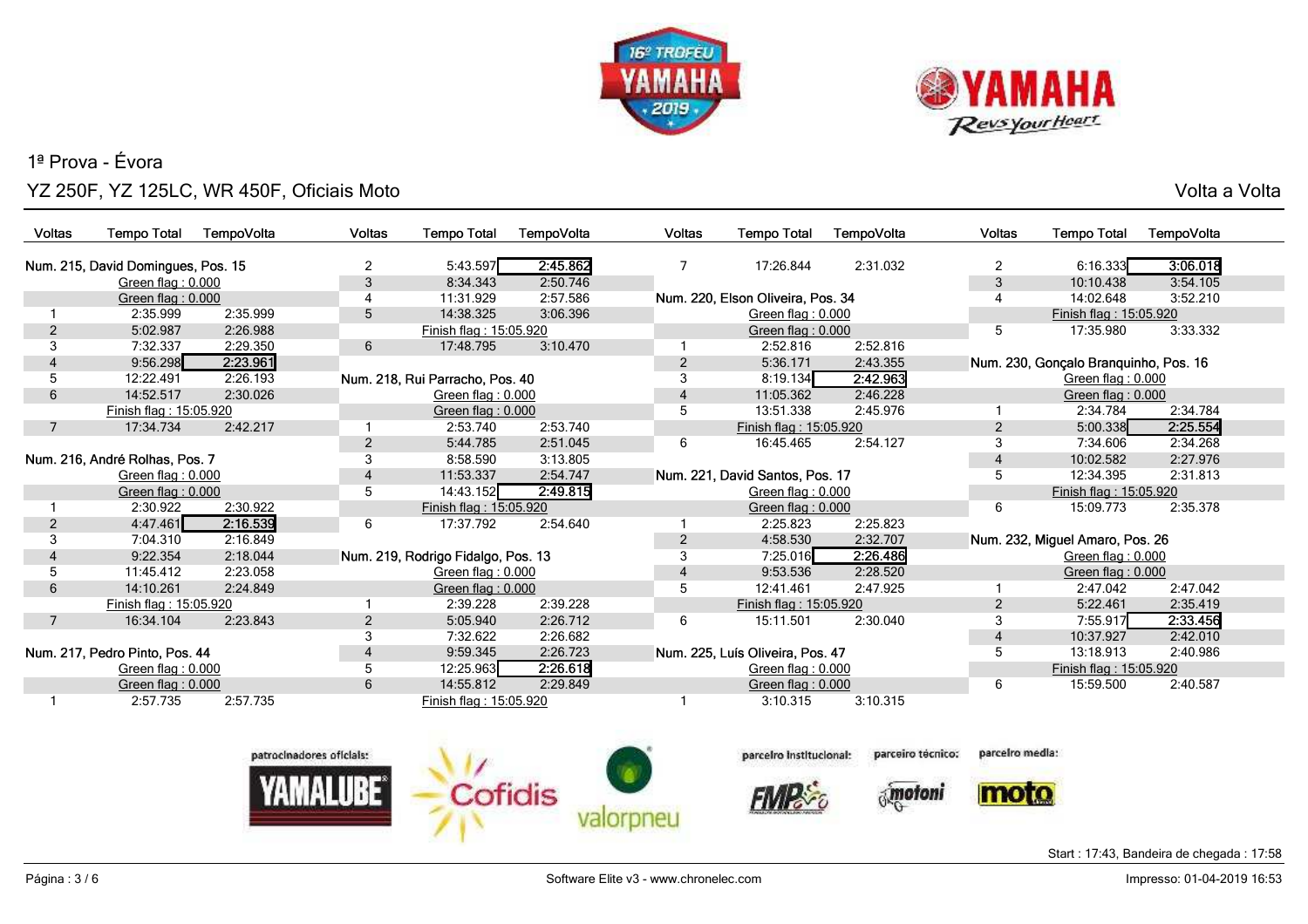## 1ª Prova - Évora

## YZ 250F, YZ 125LC, WR 450F, Oficiais Moto

Volta a Volta

### Num. 215, David Domingues, Pos. 15

| Voltas | Tempo Total | TempoVolta |
|---|---|---|
| | Green flag : 0.000 | |
| | Green flag : 0.000 | |
| 1 | 2:35.999 | 2:35.999 |
| 2 | 5:02.987 | 2:26.988 |
| 3 | 7:32.337 | 2:29.350 |
| 4 | 9:56.298 | **2:23.961** |
| 5 | 12:22.491 | 2:26.193 |
| 6 | 14:52.517 | 2:30.026 |
| | Finish flag : 15:05.920 | |
| 7 | 17:34.734 | 2:42.217 |

### Num. 216, André Rolhas, Pos. 7

| Voltas | Tempo Total | TempoVolta |
|---|---|---|
| | Green flag : 0.000 | |
| | Green flag : 0.000 | |
| 1 | 2:30.922 | 2:30.922 |
| 2 | 4:47.461 | **2:16.539** |
| 3 | 7:04.310 | 2:16.849 |
| 4 | 9:22.354 | 2:18.044 |
| 5 | 11:45.412 | 2:23.058 |
| 6 | 14:10.261 | 2:24.849 |
| | Finish flag : 15:05.920 | |
| 7 | 16:34.104 | 2:23.843 |

### Num. 217, Pedro Pinto, Pos. 44

| Voltas | Tempo Total | TempoVolta |
|---|---|---|
| | Green flag : 0.000 | |
| | Green flag : 0.000 | |
| 1 | 2:57.735 | 2:57.735 |
| 2 | 5:43.597 | **2:45.862** |
| 3 | 8:34.343 | 2:50.746 |
| 4 | 11:31.929 | 2:57.586 |
| 5 | 14:38.325 | 3:06.396 |
| | Finish flag : 15:05.920 | |
| 6 | 17:48.795 | 3:10.470 |

### Num. 218, Rui Parracho, Pos. 40

| Voltas | Tempo Total | TempoVolta |
|---|---|---|
| | Green flag : 0.000 | |
| | Green flag : 0.000 | |
| 1 | 2:53.740 | 2:53.740 |
| 2 | 5:44.785 | 2:51.045 |
| 3 | 8:58.590 | 3:13.805 |
| 4 | 11:53.337 | 2:54.747 |
| 5 | 14:43.152 | **2:49.815** |
| | Finish flag : 15:05.920 | |
| 6 | 17:37.792 | 2:54.640 |

### Num. 219, Rodrigo Fidalgo, Pos. 13

| Voltas | Tempo Total | TempoVolta |
|---|---|---|
| | Green flag : 0.000 | |
| | Green flag : 0.000 | |
| 1 | 2:39.228 | 2:39.228 |
| 2 | 5:05.940 | 2:26.712 |
| 3 | 7:32.622 | 2:26.682 |
| 4 | 9:59.345 | 2:26.723 |
| 5 | 12:25.963 | **2:26.618** |
| 6 | 14:55.812 | 2:29.849 |
| | Finish flag : 15:05.920 | |
| 7 | 17:26.844 | 2:31.032 |

### Num. 220, Elson Oliveira, Pos. 34

| Voltas | Tempo Total | TempoVolta |
|---|---|---|
| | Green flag : 0.000 | |
| | Green flag : 0.000 | |
| 1 | 2:52.816 | 2:52.816 |
| 2 | 5:36.171 | 2:43.355 |
| 3 | 8:19.134 | **2:42.963** |
| 4 | 11:05.362 | 2:46.228 |
| 5 | 13:51.338 | 2:45.976 |
| | Finish flag : 15:05.920 | |
| 6 | 16:45.465 | 2:54.127 |

### Num. 221, David Santos, Pos. 17

| Voltas | Tempo Total | TempoVolta |
|---|---|---|
| | Green flag : 0.000 | |
| | Green flag : 0.000 | |
| 1 | 2:25.823 | 2:25.823 |
| 2 | 4:58.530 | 2:32.707 |
| 3 | 7:25.016 | **2:26.486** |
| 4 | 9:53.536 | 2:28.520 |
| 5 | 12:41.461 | 2:47.925 |
| | Finish flag : 15:05.920 | |
| 6 | 15:11.501 | 2:30.040 |

### Num. 225, Luís Oliveira, Pos. 47

| Voltas | Tempo Total | TempoVolta |
|---|---|---|
| | Green flag : 0.000 | |
| | Green flag : 0.000 | |
| 1 | 3:10.315 | 3:10.315 |
| 2 | 6:16.333 | **3:06.018** |
| 3 | 10:10.438 | 3:54.105 |
| 4 | 14:02.648 | 3:52.210 |
| | Finish flag : 15:05.920 | |
| 5 | 17:35.980 | 3:33.332 |

### Num. 230, Gonçalo Branquinho, Pos. 16

| Voltas | Tempo Total | TempoVolta |
|---|---|---|
| | Green flag : 0.000 | |
| | Green flag : 0.000 | |
| 1 | 2:34.784 | 2:34.784 |
| 2 | 5:00.338 | **2:25.554** |
| 3 | 7:34.606 | 2:34.268 |
| 4 | 10:02.582 | 2:27.976 |
| 5 | 12:34.395 | 2:31.813 |
| | Finish flag : 15:05.920 | |
| 6 | 15:09.773 | 2:35.378 |

### Num. 232, Miguel Amaro, Pos. 26

| Voltas | Tempo Total | TempoVolta |
|---|---|---|
| | Green flag : 0.000 | |
| | Green flag : 0.000 | |
| 1 | 2:47.042 | 2:47.042 |
| 2 | 5:22.461 | 2:35.419 |
| 3 | 7:55.917 | **2:33.456** |
| 4 | 10:37.927 | 2:42.010 |
| 5 | 13:18.913 | 2:40.986 |
| | Finish flag : 15:05.920 | |
| 6 | 15:59.500 | 2:40.587 |

patrocinadores oficiais: YAMALUBE, Cofidis, valorpneu — parceiro institucional: FMP — parceiro técnico: motoni — parceiro media: moto

Start : 17:43, Bandeira de chegada : 17:58

Software Elite v3 - www.chronelec.com

Impresso: 01-04-2019 16:53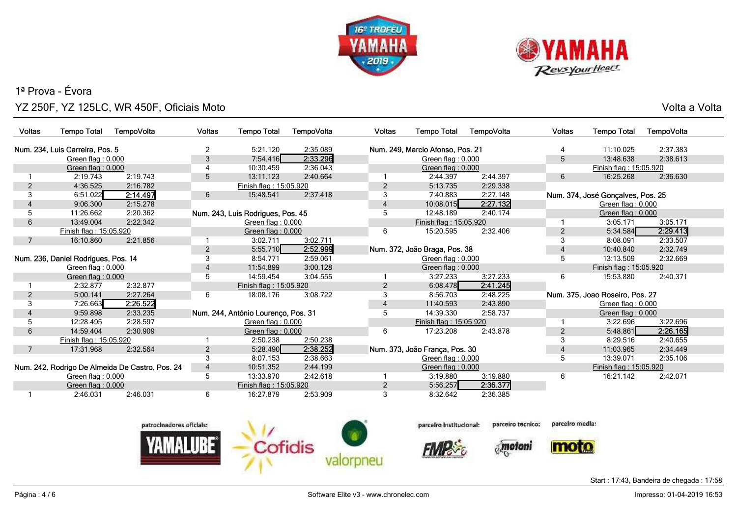1ª Prova - Évora

YZ 250F, YZ 125LC, WR 450F, Oficiais Moto

Volta a Volta

### Num. 234, Luis Carreira, Pos. 5

| Voltas | Tempo Total | TempoVolta |
|---|---|---|
| | Green flag : 0.000 | |
| | Green flag : 0.000 | |
| 1 | 2:19.743 | 2:19.743 |
| 2 | 4:36.525 | 2:16.782 |
| 3 | 6:51.022 | **2:14.497** |
| 4 | 9:06.300 | 2:15.278 |
| 5 | 11:26.662 | 2:20.362 |
| 6 | 13:49.004 | 2:22.342 |
| | Finish flag : 15:05.920 | |
| 7 | 16:10.860 | 2:21.856 |

### Num. 236, Daniel Rodrigues, Pos. 14

| Voltas | Tempo Total | TempoVolta |
|---|---|---|
| | Green flag : 0.000 | |
| | Green flag : 0.000 | |
| 1 | 2:32.877 | 2:32.877 |
| 2 | 5:00.141 | 2:27.264 |
| 3 | 7:26.663 | **2:26.522** |
| 4 | 9:59.898 | 2:33.235 |
| 5 | 12:28.495 | 2:28.597 |
| 6 | 14:59.404 | 2:30.909 |
| | Finish flag : 15:05.920 | |
| 7 | 17:31.968 | 2:32.564 |

### Num. 242, Rodrigo De Almeida De Castro, Pos. 24

| Voltas | Tempo Total | TempoVolta |
|---|---|---|
| | Green flag : 0.000 | |
| | Green flag : 0.000 | |
| 1 | 2:46.031 | 2:46.031 |
| 2 | 5:21.120 | 2:35.089 |
| 3 | 7:54.416 | **2:33.296** |
| 4 | 10:30.459 | 2:36.043 |
| 5 | 13:11.123 | 2:40.664 |
| | Finish flag : 15:05.920 | |
| 6 | 15:48.541 | 2:37.418 |

### Num. 243, Luis Rodrigues, Pos. 45

| Voltas | Tempo Total | TempoVolta |
|---|---|---|
| | Green flag : 0.000 | |
| | Green flag : 0.000 | |
| 1 | 3:02.711 | 3:02.711 |
| 2 | 5:55.710 | **2:52.999** |
| 3 | 8:54.771 | 2:59.061 |
| 4 | 11:54.899 | 3:00.128 |
| 5 | 14:59.454 | 3:04.555 |
| | Finish flag : 15:05.920 | |
| 6 | 18:08.176 | 3:08.722 |

### Num. 244, António Lourenço, Pos. 31

| Voltas | Tempo Total | TempoVolta |
|---|---|---|
| | Green flag : 0.000 | |
| | Green flag : 0.000 | |
| 1 | 2:50.238 | 2:50.238 |
| 2 | 5:28.490 | **2:38.252** |
| 3 | 8:07.153 | 2:38.663 |
| 4 | 10:51.352 | 2:44.199 |
| 5 | 13:33.970 | 2:42.618 |
| | Finish flag : 15:05.920 | |
| 6 | 16:27.879 | 2:53.909 |

### Num. 249, Marcio Afonso, Pos. 21

| Voltas | Tempo Total | TempoVolta |
|---|---|---|
| | Green flag : 0.000 | |
| | Green flag : 0.000 | |
| 1 | 2:44.397 | 2:44.397 |
| 2 | 5:13.735 | 2:29.338 |
| 3 | 7:40.883 | 2:27.148 |
| 4 | 10:08.015 | **2:27.132** |
| 5 | 12:48.189 | 2:40.174 |
| | Finish flag : 15:05.920 | |
| 6 | 15:20.595 | 2:32.406 |

### Num. 372, João Braga, Pos. 38

| Voltas | Tempo Total | TempoVolta |
|---|---|---|
| | Green flag : 0.000 | |
| | Green flag : 0.000 | |
| 1 | 3:27.233 | 3:27.233 |
| 2 | 6:08.478 | **2:41.245** |
| 3 | 8:56.703 | 2:48.225 |
| 4 | 11:40.593 | 2:43.890 |
| 5 | 14:39.330 | 2:58.737 |
| | Finish flag : 15:05.920 | |
| 6 | 17:23.208 | 2:43.878 |

### Num. 373, João França, Pos. 30

| Voltas | Tempo Total | TempoVolta |
|---|---|---|
| | Green flag : 0.000 | |
| | Green flag : 0.000 | |
| 1 | 3:19.880 | 3:19.880 |
| 2 | 5:56.257 | **2:36.377** |
| 3 | 8:32.642 | 2:36.385 |
| 4 | 11:10.025 | 2:37.383 |
| 5 | 13:48.638 | 2:38.613 |
| | Finish flag : 15:05.920 | |
| 6 | 16:25.268 | 2:36.630 |

### Num. 374, José Gonçalves, Pos. 25

| Voltas | Tempo Total | TempoVolta |
|---|---|---|
| | Green flag : 0.000 | |
| | Green flag : 0.000 | |
| 1 | 3:05.171 | 3:05.171 |
| 2 | 5:34.584 | **2:29.413** |
| 3 | 8:08.091 | 2:33.507 |
| 4 | 10:40.840 | 2:32.749 |
| 5 | 13:13.509 | 2:32.669 |
| | Finish flag : 15:05.920 | |
| 6 | 15:53.880 | 2:40.371 |

### Num. 375, Joao Roseiro, Pos. 27

| Voltas | Tempo Total | TempoVolta |
|---|---|---|
| | Green flag : 0.000 | |
| | Green flag : 0.000 | |
| 1 | 3:22.696 | 3:22.696 |
| 2 | 5:48.861 | **2:26.165** |
| 3 | 8:29.516 | 2:40.655 |
| 4 | 11:03.965 | 2:34.449 |
| 5 | 13:39.071 | 2:35.106 |
| | Finish flag : 15:05.920 | |
| 6 | 16:21.142 | 2:42.071 |

patrocinadores oficiais: YAMALUBE, Cofidis, valorpneu — parceiro institucional: FMP — parceiro técnico: motoni — parceiro media: moto

Start : 17:43, Bandeira de chegada : 17:58

Software Elite v3 - www.chronelec.com

Impresso: 01-04-2019 16:53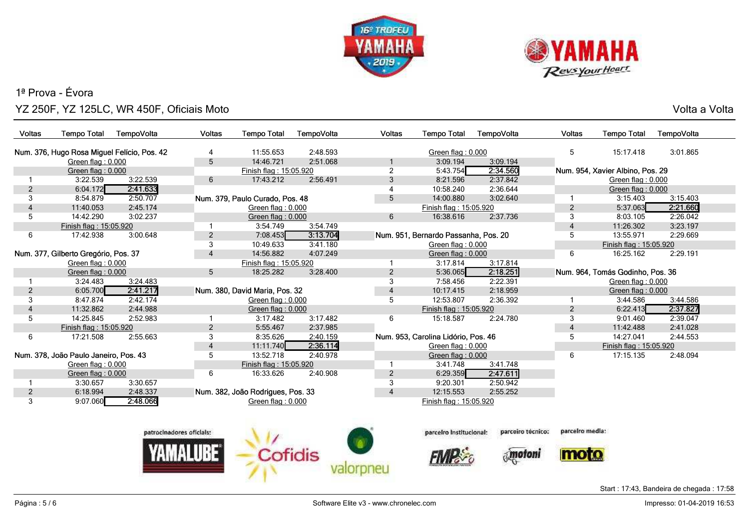1ª Prova - Évora

YZ 250F, YZ 125LC, WR 450F, Oficiais Moto

Volta a Volta

**Num. 376, Hugo Rosa Miguel Felício, Pos. 42**

| Voltas | Tempo Total | TempoVolta |
|---|---|---|
| | Green flag : 0.000 | |
| | Green flag : 0.000 | |
| 1 | 3:22.539 | 3:22.539 |
| 2 | 6:04.172 | **2:41.633** |
| 3 | 8:54.879 | 2:50.707 |
| 4 | 11:40.053 | 2:45.174 |
| 5 | 14:42.290 | 3:02.237 |
| | Finish flag : 15:05.920 | |
| 6 | 17:42.938 | 3:00.648 |

**Num. 377, Gilberto Gregório, Pos. 37**

| Voltas | Tempo Total | TempoVolta |
|---|---|---|
| | Green flag : 0.000 | |
| | Green flag : 0.000 | |
| 1 | 3:24.483 | 3:24.483 |
| 2 | 6:05.700 | **2:41.217** |
| 3 | 8:47.874 | 2:42.174 |
| 4 | 11:32.862 | 2:44.988 |
| 5 | 14:25.845 | 2:52.983 |
| | Finish flag : 15:05.920 | |
| 6 | 17:21.508 | 2:55.663 |

**Num. 378, João Paulo Janeiro, Pos. 43**

| Voltas | Tempo Total | TempoVolta |
|---|---|---|
| | Green flag : 0.000 | |
| | Green flag : 0.000 | |
| 1 | 3:30.657 | 3:30.657 |
| 2 | 6:18.994 | 2:48.337 |
| 3 | 9:07.060 | **2:48.066** |
| 4 | 11:55.653 | 2:48.593 |
| 5 | 14:46.721 | 2:51.068 |
| | Finish flag : 15:05.920 | |
| 6 | 17:43.212 | 2:56.491 |

**Num. 379, Paulo Curado, Pos. 48**

| Voltas | Tempo Total | TempoVolta |
|---|---|---|
| | Green flag : 0.000 | |
| | Green flag : 0.000 | |
| 1 | 3:54.749 | 3:54.749 |
| 2 | 7:08.453 | **3:13.704** |
| 3 | 10:49.633 | 3:41.180 |
| 4 | 14:56.882 | 4:07.249 |
| | Finish flag : 15:05.920 | |
| 5 | 18:25.282 | 3:28.400 |

**Num. 380, David Maria, Pos. 32**

| Voltas | Tempo Total | TempoVolta |
|---|---|---|
| | Green flag : 0.000 | |
| | Green flag : 0.000 | |
| 1 | 3:17.482 | 3:17.482 |
| 2 | 5:55.467 | 2:37.985 |
| 3 | 8:35.626 | 2:40.159 |
| 4 | 11:11.740 | **2:36.114** |
| 5 | 13:52.718 | 2:40.978 |
| | Finish flag : 15:05.920 | |
| 6 | 16:33.626 | 2:40.908 |

**Num. 382, João Rodrigues, Pos. 33**

| Voltas | Tempo Total | TempoVolta |
|---|---|---|
| | Green flag : 0.000 | |
| | Green flag : 0.000 | |
| 1 | 3:09.194 | 3:09.194 |
| 2 | 5:43.754 | **2:34.560** |
| 3 | 8:21.596 | 2:37.842 |
| 4 | 10:58.240 | 2:36.644 |
| 5 | 14:00.880 | 3:02.640 |
| | Finish flag : 15:05.920 | |
| 6 | 16:38.616 | 2:37.736 |

**Num. 951, Bernardo Passanha, Pos. 20**

| Voltas | Tempo Total | TempoVolta |
|---|---|---|
| | Green flag : 0.000 | |
| | Green flag : 0.000 | |
| 1 | 3:17.814 | 3:17.814 |
| 2 | 5:36.065 | **2:18.251** |
| 3 | 7:58.456 | 2:22.391 |
| 4 | 10:17.415 | 2:18.959 |
| 5 | 12:53.807 | 2:36.392 |
| | Finish flag : 15:05.920 | |
| 6 | 15:18.587 | 2:24.780 |

**Num. 953, Carolina Lidório, Pos. 46**

| Voltas | Tempo Total | TempoVolta |
|---|---|---|
| | Green flag : 0.000 | |
| | Green flag : 0.000 | |
| 1 | 3:41.748 | 3:41.748 |
| 2 | 6:29.359 | **2:47.611** |
| 3 | 9:20.301 | 2:50.942 |
| 4 | 12:15.553 | 2:55.252 |
| | Finish flag : 15:05.920 | |
| 5 | 15:17.418 | 3:01.865 |

**Num. 954, Xavier Albino, Pos. 29**

| Voltas | Tempo Total | TempoVolta |
|---|---|---|
| | Green flag : 0.000 | |
| | Green flag : 0.000 | |
| 1 | 3:15.403 | 3:15.403 |
| 2 | 5:37.063 | **2:21.660** |
| 3 | 8:03.105 | 2:26.042 |
| 4 | 11:26.302 | 3:23.197 |
| 5 | 13:55.971 | 2:29.669 |
| | Finish flag : 15:05.920 | |
| 6 | 16:25.162 | 2:29.191 |

**Num. 964, Tomás Godinho, Pos. 36**

| Voltas | Tempo Total | TempoVolta |
|---|---|---|
| | Green flag : 0.000 | |
| | Green flag : 0.000 | |
| 1 | 3:44.586 | 3:44.586 |
| 2 | 6:22.413 | **2:37.827** |
| 3 | 9:01.460 | 2:39.047 |
| 4 | 11:42.488 | 2:41.028 |
| 5 | 14:27.041 | 2:44.553 |
| | Finish flag : 15:05.920 | |
| 6 | 17:15.135 | 2:48.094 |

patrocinadores oficiais: parceiro institucional: parceiro técnico: parceiro media:

Start : 17:43, Bandeira de chegada : 17:58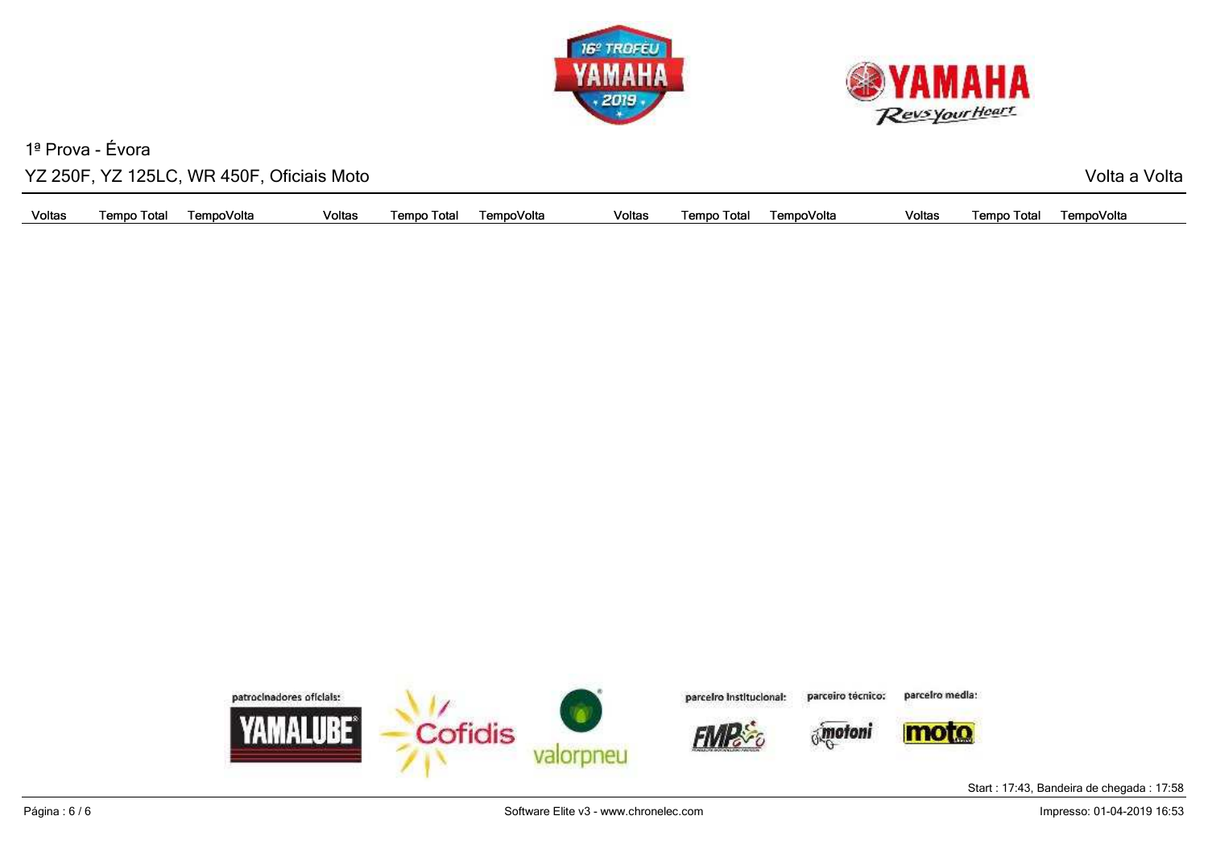1ª Prova - Évora

YZ 250F, YZ 125LC, WR 450F, Oficiais Moto

Volta a Volta

| Voltas | Tempo Total | TempoVolta | Voltas | Tempo Total | TempoVolta | Voltas | Tempo Total | TempoVolta | Voltas | Tempo Total | TempoVolta |
|---|---|---|---|---|---|---|---|---|---|---|---|

patrocinadores oficiais: YAMALUBE Cofidis valorpneu

parceiro institucional: FMP

parceiro técnico: motoni

parceiro media: moto

Start : 17:43, Bandeira de chegada : 17:58

Software Elite v3 - www.chronelec.com

Impresso: 01-04-2019 16:53